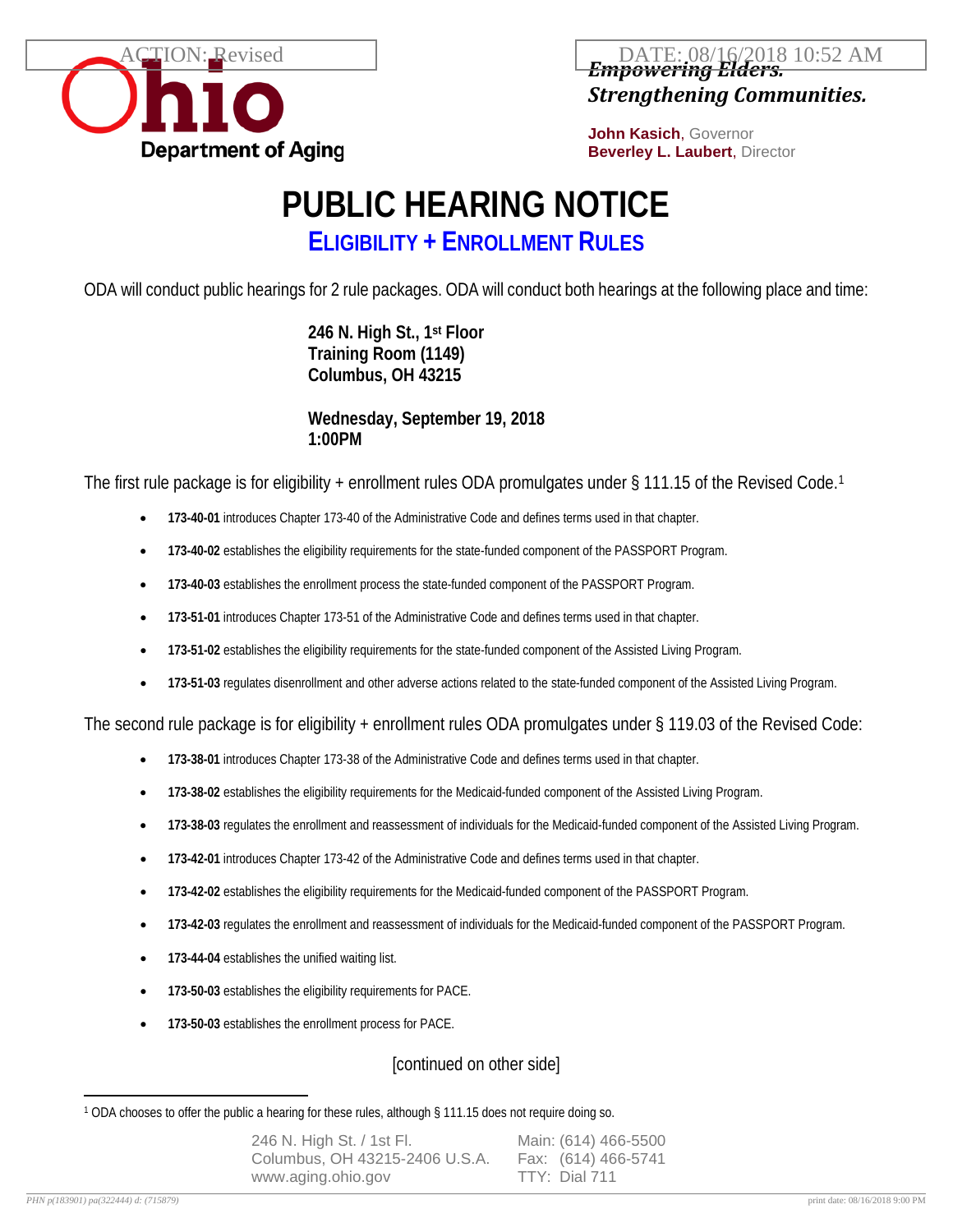ACTION: Revised

DATE: 08/16/2018 10:52 AM

Ohio Department of Aging

***Empowering Elders. Strengthening Communities.***

**John Kasich**, Governor
**Beverley L. Laubert**, Director

# PUBLIC HEARING NOTICE

## ELIGIBILITY + ENROLLMENT RULES

ODA will conduct public hearings for 2 rule packages. ODA will conduct both hearings at the following place and time:

**246 N. High St., 1st Floor**
**Training Room (1149)**
**Columbus, OH 43215**

**Wednesday, September 19, 2018**
**1:00PM**

The first rule package is for eligibility + enrollment rules ODA promulgates under § 111.15 of the Revised Code.[1]

- **173-40-01** introduces Chapter 173-40 of the Administrative Code and defines terms used in that chapter.
- **173-40-02** establishes the eligibility requirements for the state-funded component of the PASSPORT Program.
- **173-40-03** establishes the enrollment process the state-funded component of the PASSPORT Program.
- **173-51-01** introduces Chapter 173-51 of the Administrative Code and defines terms used in that chapter.
- **173-51-02** establishes the eligibility requirements for the state-funded component of the Assisted Living Program.
- **173-51-03** regulates disenrollment and other adverse actions related to the state-funded component of the Assisted Living Program.

The second rule package is for eligibility + enrollment rules ODA promulgates under § 119.03 of the Revised Code:

- **173-38-01** introduces Chapter 173-38 of the Administrative Code and defines terms used in that chapter.
- **173-38-02** establishes the eligibility requirements for the Medicaid-funded component of the Assisted Living Program.
- **173-38-03** regulates the enrollment and reassessment of individuals for the Medicaid-funded component of the Assisted Living Program.
- **173-42-01** introduces Chapter 173-42 of the Administrative Code and defines terms used in that chapter.
- **173-42-02** establishes the eligibility requirements for the Medicaid-funded component of the PASSPORT Program.
- **173-42-03** regulates the enrollment and reassessment of individuals for the Medicaid-funded component of the PASSPORT Program.
- **173-44-04** establishes the unified waiting list.
- **173-50-03** establishes the eligibility requirements for PACE.
- **173-50-03** establishes the enrollment process for PACE.

[continued on other side]

[1] ODA chooses to offer the public a hearing for these rules, although § 111.15 does not require doing so.

246 N. High St. / 1st Fl.
Columbus, OH 43215-2406 U.S.A.
www.aging.ohio.gov

Main: (614) 466-5500
Fax: (614) 466-5741
TTY: Dial 711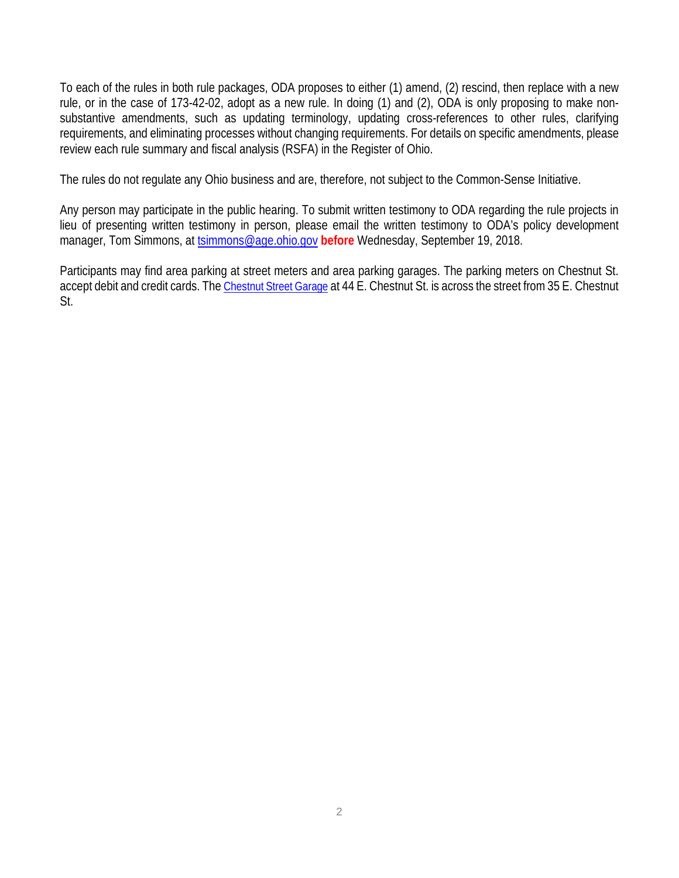To each of the rules in both rule packages, ODA proposes to either (1) amend, (2) rescind, then replace with a new rule, or in the case of 173-42-02, adopt as a new rule. In doing (1) and (2), ODA is only proposing to make non-substantive amendments, such as updating terminology, updating cross-references to other rules, clarifying requirements, and eliminating processes without changing requirements. For details on specific amendments, please review each rule summary and fiscal analysis (RSFA) in the Register of Ohio.

The rules do not regulate any Ohio business and are, therefore, not subject to the Common-Sense Initiative.

Any person may participate in the public hearing. To submit written testimony to ODA regarding the rule projects in lieu of presenting written testimony in person, please email the written testimony to ODA's policy development manager, Tom Simmons, at tsimmons@age.ohio.gov **before** Wednesday, September 19, 2018.

Participants may find area parking at street meters and area parking garages. The parking meters on Chestnut St. accept debit and credit cards. The Chestnut Street Garage at 44 E. Chestnut St. is across the street from 35 E. Chestnut St.